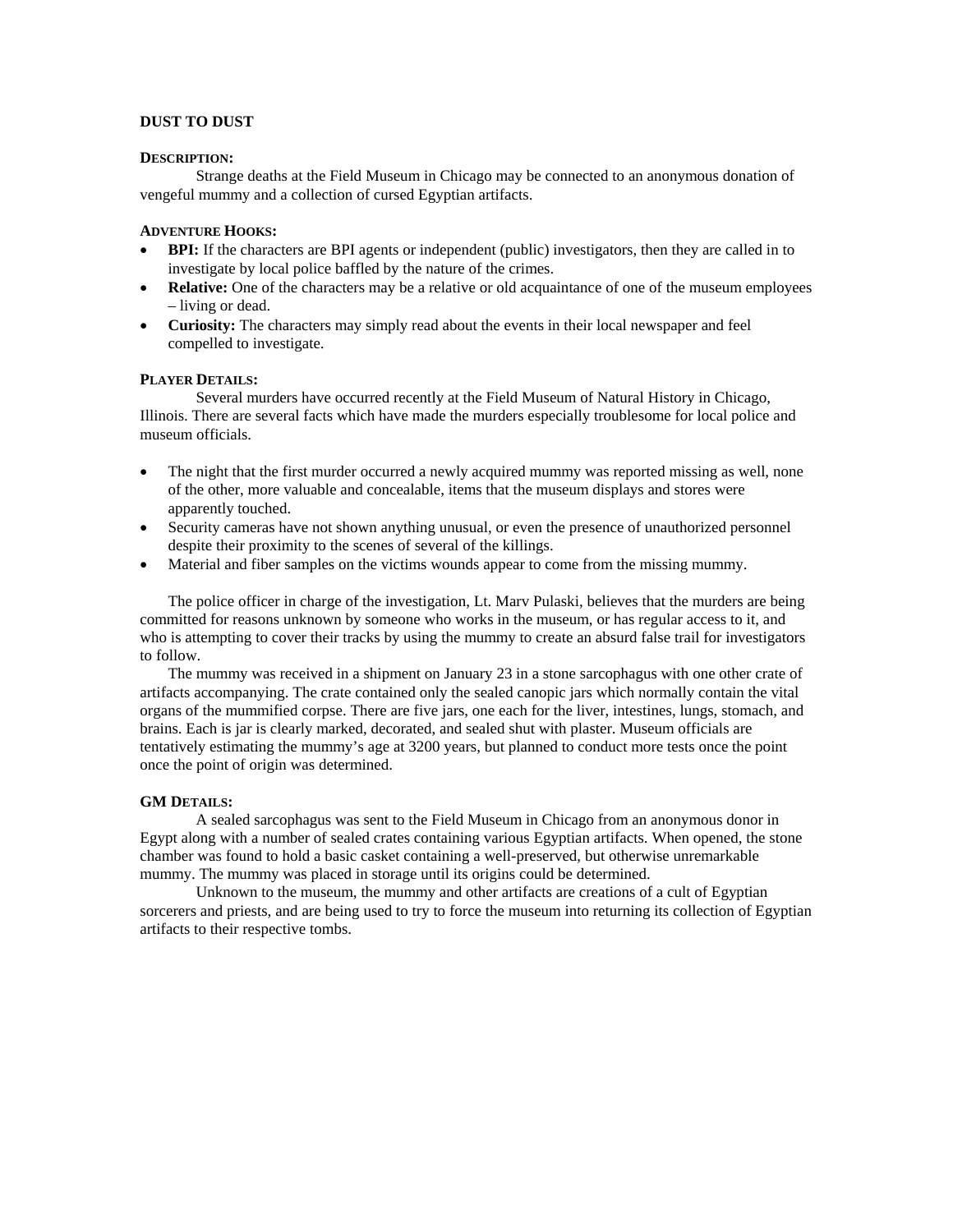# DUST TO DUST

## DESCRIPTION:

Strange deaths at the Field Museum in Chicago may be connected to an anonymous donation of vengeful mummy and a collection of cursed Egyptian artifacts.

## ADVENTURE HOOKS:

- **BPI:** If the characters are BPI agents or independent (public) investigators, then they are called in to investigate by local police baffled by the nature of the crimes.
- **Relative:** One of the characters may be a relative or old acquaintance of one of the museum employees – living or dead.
- **Curiosity:** The characters may simply read about the events in their local newspaper and feel compelled to investigate.

## PLAYER DETAILS:

Several murders have occurred recently at the Field Museum of Natural History in Chicago, Illinois. There are several facts which have made the murders especially troublesome for local police and museum officials.

- The night that the first murder occurred a newly acquired mummy was reported missing as well, none of the other, more valuable and concealable, items that the museum displays and stores were apparently touched.
- Security cameras have not shown anything unusual, or even the presence of unauthorized personnel despite their proximity to the scenes of several of the killings.
- Material and fiber samples on the victims wounds appear to come from the missing mummy.

The police officer in charge of the investigation, Lt. Marv Pulaski, believes that the murders are being committed for reasons unknown by someone who works in the museum, or has regular access to it, and who is attempting to cover their tracks by using the mummy to create an absurd false trail for investigators to follow.

The mummy was received in a shipment on January 23 in a stone sarcophagus with one other crate of artifacts accompanying. The crate contained only the sealed canopic jars which normally contain the vital organs of the mummified corpse. There are five jars, one each for the liver, intestines, lungs, stomach, and brains. Each is jar is clearly marked, decorated, and sealed shut with plaster. Museum officials are tentatively estimating the mummy's age at 3200 years, but planned to conduct more tests once the point once the point of origin was determined.

## GM DETAILS:

A sealed sarcophagus was sent to the Field Museum in Chicago from an anonymous donor in Egypt along with a number of sealed crates containing various Egyptian artifacts. When opened, the stone chamber was found to hold a basic casket containing a well-preserved, but otherwise unremarkable mummy. The mummy was placed in storage until its origins could be determined.

Unknown to the museum, the mummy and other artifacts are creations of a cult of Egyptian sorcerers and priests, and are being used to try to force the museum into returning its collection of Egyptian artifacts to their respective tombs.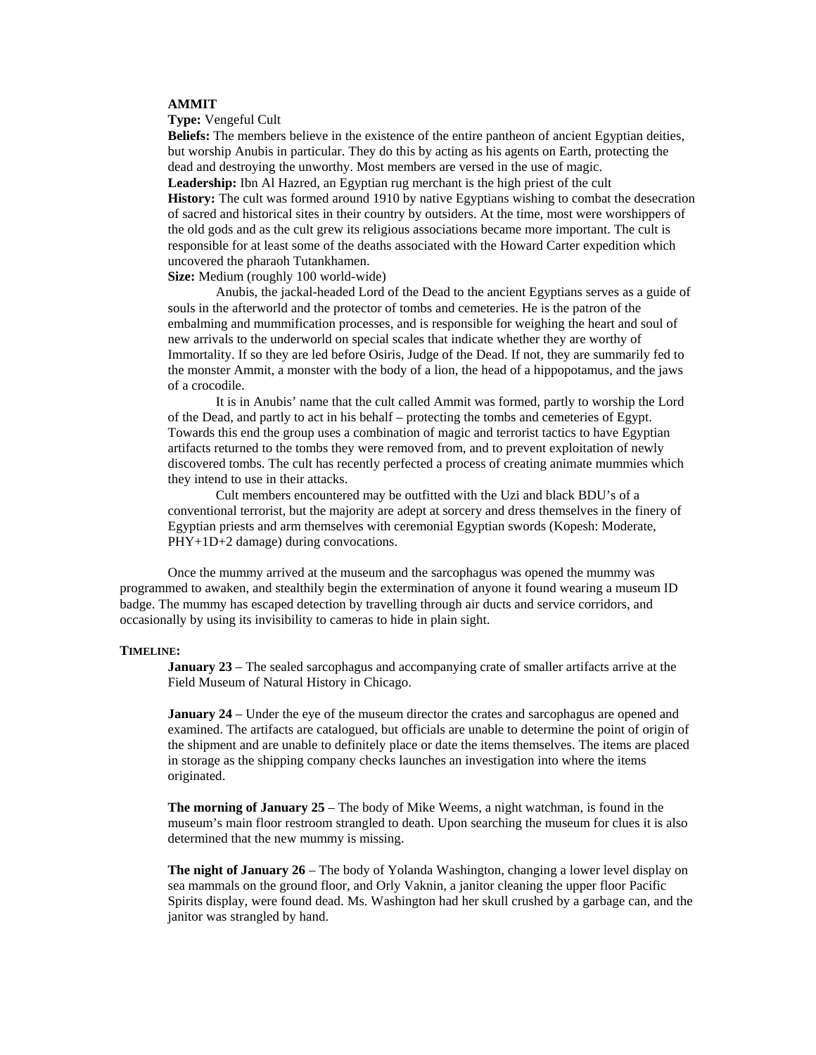**AMMIT**

**Type:** Vengeful Cult

**Beliefs:** The members believe in the existence of the entire pantheon of ancient Egyptian deities, but worship Anubis in particular. They do this by acting as his agents on Earth, protecting the dead and destroying the unworthy. Most members are versed in the use of magic.

**Leadership:** Ibn Al Hazred, an Egyptian rug merchant is the high priest of the cult

**History:** The cult was formed around 1910 by native Egyptians wishing to combat the desecration of sacred and historical sites in their country by outsiders. At the time, most were worshippers of the old gods and as the cult grew its religious associations became more important. The cult is responsible for at least some of the deaths associated with the Howard Carter expedition which uncovered the pharaoh Tutankhamen.

**Size:** Medium (roughly 100 world-wide)

Anubis, the jackal-headed Lord of the Dead to the ancient Egyptians serves as a guide of souls in the afterworld and the protector of tombs and cemeteries. He is the patron of the embalming and mummification processes, and is responsible for weighing the heart and soul of new arrivals to the underworld on special scales that indicate whether they are worthy of Immortality. If so they are led before Osiris, Judge of the Dead. If not, they are summarily fed to the monster Ammit, a monster with the body of a lion, the head of a hippopotamus, and the jaws of a crocodile.

It is in Anubis' name that the cult called Ammit was formed, partly to worship the Lord of the Dead, and partly to act in his behalf – protecting the tombs and cemeteries of Egypt. Towards this end the group uses a combination of magic and terrorist tactics to have Egyptian artifacts returned to the tombs they were removed from, and to prevent exploitation of newly discovered tombs. The cult has recently perfected a process of creating animate mummies which they intend to use in their attacks.

Cult members encountered may be outfitted with the Uzi and black BDU's of a conventional terrorist, but the majority are adept at sorcery and dress themselves in the finery of Egyptian priests and arm themselves with ceremonial Egyptian swords (Kopesh: Moderate, PHY+1D+2 damage) during convocations.

Once the mummy arrived at the museum and the sarcophagus was opened the mummy was programmed to awaken, and stealthily begin the extermination of anyone it found wearing a museum ID badge. The mummy has escaped detection by travelling through air ducts and service corridors, and occasionally by using its invisibility to cameras to hide in plain sight.

**TIMELINE:**

**January 23** – The sealed sarcophagus and accompanying crate of smaller artifacts arrive at the Field Museum of Natural History in Chicago.

**January 24** – Under the eye of the museum director the crates and sarcophagus are opened and examined. The artifacts are catalogued, but officials are unable to determine the point of origin of the shipment and are unable to definitely place or date the items themselves. The items are placed in storage as the shipping company checks launches an investigation into where the items originated.

**The morning of January 25** – The body of Mike Weems, a night watchman, is found in the museum's main floor restroom strangled to death. Upon searching the museum for clues it is also determined that the new mummy is missing.

**The night of January 26** – The body of Yolanda Washington, changing a lower level display on sea mammals on the ground floor, and Orly Vaknin, a janitor cleaning the upper floor Pacific Spirits display, were found dead. Ms. Washington had her skull crushed by a garbage can, and the janitor was strangled by hand.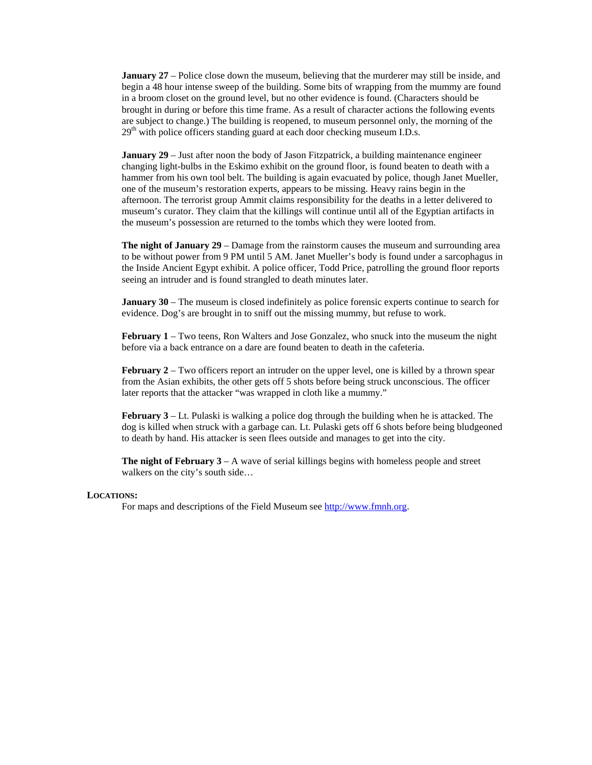**January 27** – Police close down the museum, believing that the murderer may still be inside, and begin a 48 hour intense sweep of the building. Some bits of wrapping from the mummy are found in a broom closet on the ground level, but no other evidence is found. (Characters should be brought in during or before this time frame. As a result of character actions the following events are subject to change.) The building is reopened, to museum personnel only, the morning of the 29th with police officers standing guard at each door checking museum I.D.s.

**January 29** – Just after noon the body of Jason Fitzpatrick, a building maintenance engineer changing light-bulbs in the Eskimo exhibit on the ground floor, is found beaten to death with a hammer from his own tool belt. The building is again evacuated by police, though Janet Mueller, one of the museum's restoration experts, appears to be missing. Heavy rains begin in the afternoon. The terrorist group Ammit claims responsibility for the deaths in a letter delivered to museum's curator. They claim that the killings will continue until all of the Egyptian artifacts in the museum's possession are returned to the tombs which they were looted from.

**The night of January 29** – Damage from the rainstorm causes the museum and surrounding area to be without power from 9 PM until 5 AM. Janet Mueller's body is found under a sarcophagus in the Inside Ancient Egypt exhibit. A police officer, Todd Price, patrolling the ground floor reports seeing an intruder and is found strangled to death minutes later.

**January 30** – The museum is closed indefinitely as police forensic experts continue to search for evidence. Dog's are brought in to sniff out the missing mummy, but refuse to work.

**February 1** – Two teens, Ron Walters and Jose Gonzalez, who snuck into the museum the night before via a back entrance on a dare are found beaten to death in the cafeteria.

**February 2** – Two officers report an intruder on the upper level, one is killed by a thrown spear from the Asian exhibits, the other gets off 5 shots before being struck unconscious. The officer later reports that the attacker "was wrapped in cloth like a mummy."

**February 3** – Lt. Pulaski is walking a police dog through the building when he is attacked. The dog is killed when struck with a garbage can. Lt. Pulaski gets off 6 shots before being bludgeoned to death by hand. His attacker is seen flees outside and manages to get into the city.

**The night of February 3** – A wave of serial killings begins with homeless people and street walkers on the city's south side…

**LOCATIONS:**

For maps and descriptions of the Field Museum see http://www.fmnh.org.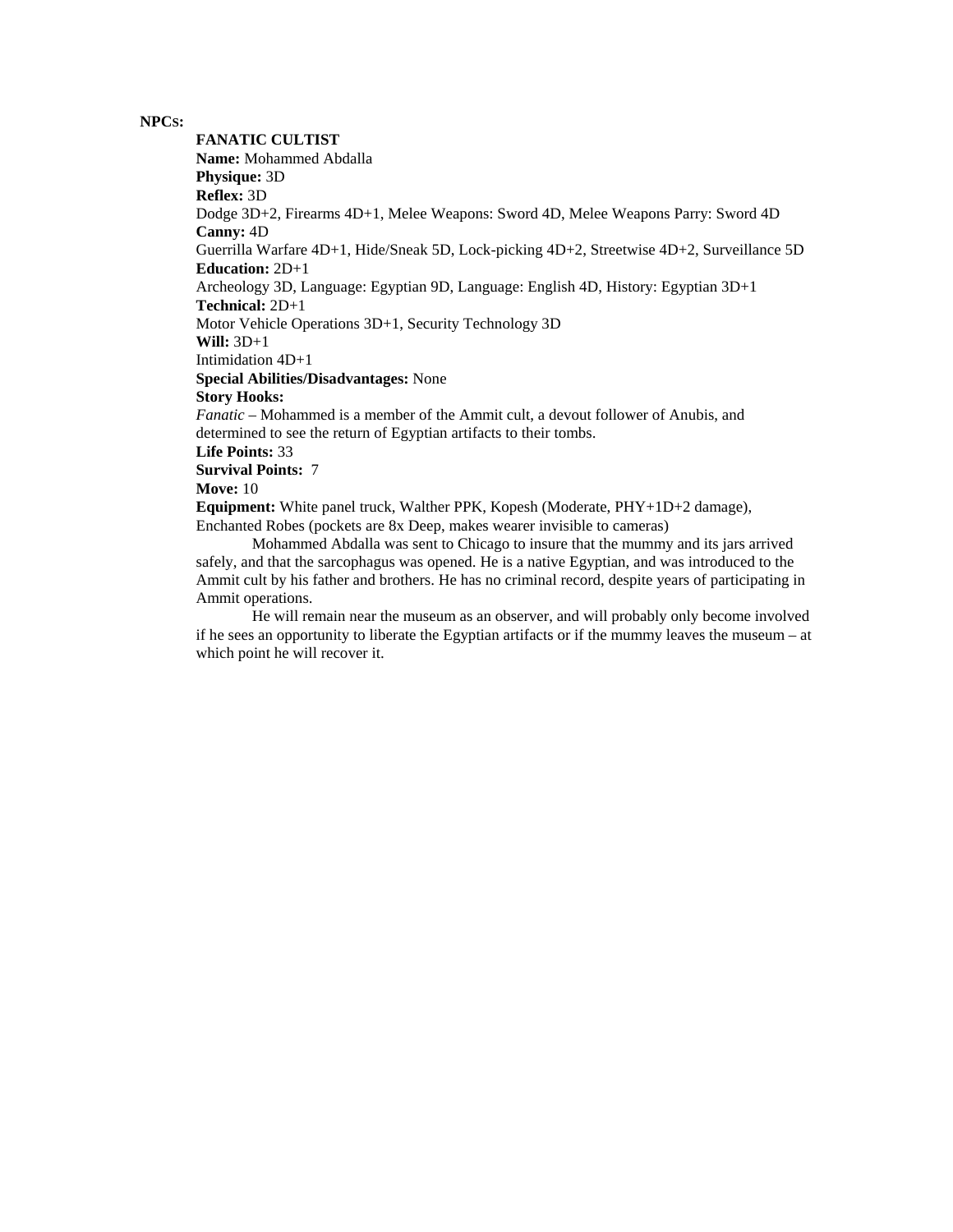**NPCs:**

**FANATIC CULTIST**

**Name:** Mohammed Abdalla

**Physique:** 3D

**Reflex:** 3D

Dodge 3D+2, Firearms 4D+1, Melee Weapons: Sword 4D, Melee Weapons Parry: Sword 4D

**Canny:** 4D

Guerrilla Warfare 4D+1, Hide/Sneak 5D, Lock-picking 4D+2, Streetwise 4D+2, Surveillance 5D

**Education:** 2D+1

Archeology 3D, Language: Egyptian 9D, Language: English 4D, History: Egyptian 3D+1

**Technical:** 2D+1

Motor Vehicle Operations 3D+1, Security Technology 3D

**Will:** 3D+1

Intimidation 4D+1

**Special Abilities/Disadvantages:** None

**Story Hooks:**

*Fanatic* – Mohammed is a member of the Ammit cult, a devout follower of Anubis, and determined to see the return of Egyptian artifacts to their tombs.

**Life Points:** 33

**Survival Points:** 7

**Move:** 10

**Equipment:** White panel truck, Walther PPK, Kopesh (Moderate, PHY+1D+2 damage), Enchanted Robes (pockets are 8x Deep, makes wearer invisible to cameras)

Mohammed Abdalla was sent to Chicago to insure that the mummy and its jars arrived safely, and that the sarcophagus was opened. He is a native Egyptian, and was introduced to the Ammit cult by his father and brothers. He has no criminal record, despite years of participating in Ammit operations.

He will remain near the museum as an observer, and will probably only become involved if he sees an opportunity to liberate the Egyptian artifacts or if the mummy leaves the museum – at which point he will recover it.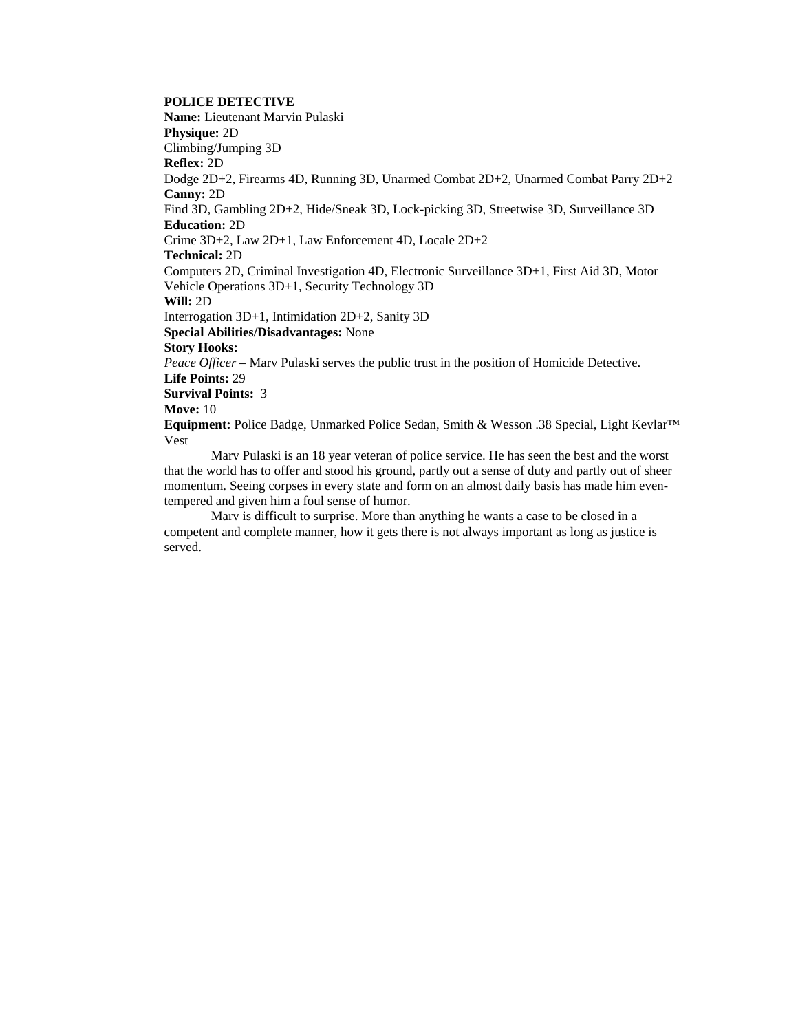**POLICE DETECTIVE**
**Name:** Lieutenant Marvin Pulaski
**Physique:** 2D
Climbing/Jumping 3D
**Reflex:** 2D
Dodge 2D+2, Firearms 4D, Running 3D, Unarmed Combat 2D+2, Unarmed Combat Parry 2D+2
**Canny:** 2D
Find 3D, Gambling 2D+2, Hide/Sneak 3D, Lock-picking 3D, Streetwise 3D, Surveillance 3D
**Education:** 2D
Crime 3D+2, Law 2D+1, Law Enforcement 4D, Locale 2D+2
**Technical:** 2D
Computers 2D, Criminal Investigation 4D, Electronic Surveillance 3D+1, First Aid 3D, Motor Vehicle Operations 3D+1, Security Technology 3D
**Will:** 2D
Interrogation 3D+1, Intimidation 2D+2, Sanity 3D
**Special Abilities/Disadvantages:** None
**Story Hooks:**
*Peace Officer* – Marv Pulaski serves the public trust in the position of Homicide Detective.
**Life Points:** 29
**Survival Points:** 3
**Move:** 10
**Equipment:** Police Badge, Unmarked Police Sedan, Smith & Wesson .38 Special, Light Kevlar™ Vest

Marv Pulaski is an 18 year veteran of police service. He has seen the best and the worst that the world has to offer and stood his ground, partly out a sense of duty and partly out of sheer momentum. Seeing corpses in every state and form on an almost daily basis has made him even-tempered and given him a foul sense of humor.

Marv is difficult to surprise. More than anything he wants a case to be closed in a competent and complete manner, how it gets there is not always important as long as justice is served.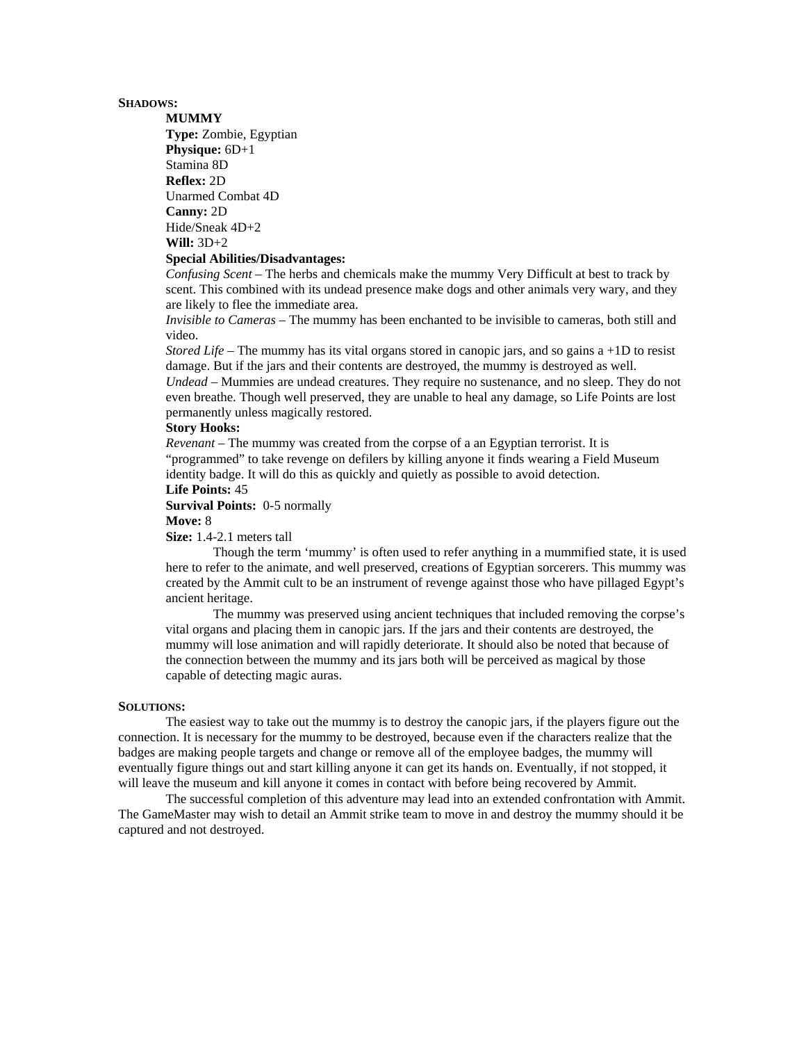## SHADOWS:

**MUMMY**

**Type:** Zombie, Egyptian

**Physique:** 6D+1

Stamina 8D

**Reflex:** 2D

Unarmed Combat 4D

**Canny:** 2D

Hide/Sneak 4D+2

**Will:** 3D+2

**Special Abilities/Disadvantages:**

*Confusing Scent* – The herbs and chemicals make the mummy Very Difficult at best to track by scent. This combined with its undead presence make dogs and other animals very wary, and they are likely to flee the immediate area.

*Invisible to Cameras* – The mummy has been enchanted to be invisible to cameras, both still and video.

*Stored Life* – The mummy has its vital organs stored in canopic jars, and so gains a +1D to resist damage. But if the jars and their contents are destroyed, the mummy is destroyed as well.

*Undead* – Mummies are undead creatures. They require no sustenance, and no sleep. They do not even breathe. Though well preserved, they are unable to heal any damage, so Life Points are lost permanently unless magically restored.

**Story Hooks:**

*Revenant* – The mummy was created from the corpse of a an Egyptian terrorist. It is "programmed" to take revenge on defilers by killing anyone it finds wearing a Field Museum identity badge. It will do this as quickly and quietly as possible to avoid detection.

**Life Points:** 45

**Survival Points:** 0-5 normally

**Move:** 8

**Size:** 1.4-2.1 meters tall

Though the term 'mummy' is often used to refer anything in a mummified state, it is used here to refer to the animate, and well preserved, creations of Egyptian sorcerers. This mummy was created by the Ammit cult to be an instrument of revenge against those who have pillaged Egypt's ancient heritage.

The mummy was preserved using ancient techniques that included removing the corpse's vital organs and placing them in canopic jars. If the jars and their contents are destroyed, the mummy will lose animation and will rapidly deteriorate. It should also be noted that because of the connection between the mummy and its jars both will be perceived as magical by those capable of detecting magic auras.

## SOLUTIONS:

The easiest way to take out the mummy is to destroy the canopic jars, if the players figure out the connection. It is necessary for the mummy to be destroyed, because even if the characters realize that the badges are making people targets and change or remove all of the employee badges, the mummy will eventually figure things out and start killing anyone it can get its hands on. Eventually, if not stopped, it will leave the museum and kill anyone it comes in contact with before being recovered by Ammit.

The successful completion of this adventure may lead into an extended confrontation with Ammit. The GameMaster may wish to detail an Ammit strike team to move in and destroy the mummy should it be captured and not destroyed.